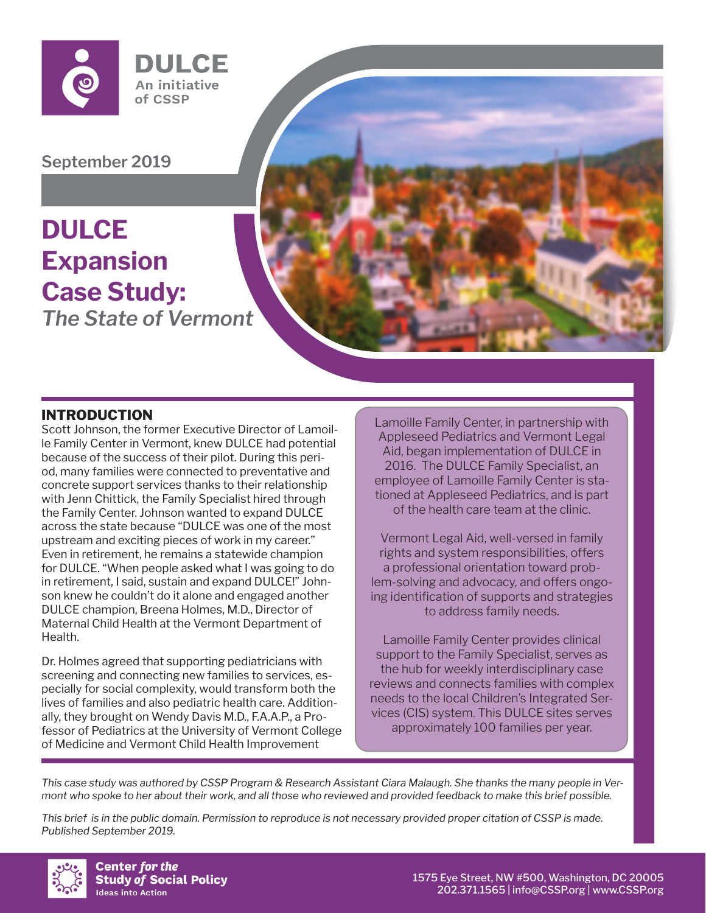DULCE
An initiative of CSSP

September 2019

# DULCE Expansion Case Study: *The State of Vermont*

## INTRODUCTION

Scott Johnson, the former Executive Director of Lamoille Family Center in Vermont, knew DULCE had potential because of the success of their pilot. During this period, many families were connected to preventative and concrete support services thanks to their relationship with Jenn Chittick, the Family Specialist hired through the Family Center. Johnson wanted to expand DULCE across the state because "DULCE was one of the most upstream and exciting pieces of work in my career." Even in retirement, he remains a statewide champion for DULCE. "When people asked what I was going to do in retirement, I said, sustain and expand DULCE!" Johnson knew he couldn't do it alone and engaged another DULCE champion, Breena Holmes, M.D., Director of Maternal Child Health at the Vermont Department of Health.

Dr. Holmes agreed that supporting pediatricians with screening and connecting new families to services, especially for social complexity, would transform both the lives of families and also pediatric health care. Additionally, they brought on Wendy Davis M.D., F.A.A.P., a Professor of Pediatrics at the University of Vermont College of Medicine and Vermont Child Health Improvement

Lamoille Family Center, in partnership with Appleseed Pediatrics and Vermont Legal Aid, began implementation of DULCE in 2016. The DULCE Family Specialist, an employee of Lamoille Family Center is stationed at Appleseed Pediatrics, and is part of the health care team at the clinic.

Vermont Legal Aid, well-versed in family rights and system responsibilities, offers a professional orientation toward problem-solving and advocacy, and offers ongoing identification of supports and strategies to address family needs.

Lamoille Family Center provides clinical support to the Family Specialist, serves as the hub for weekly interdisciplinary case reviews and connects families with complex needs to the local Children's Integrated Services (CIS) system. This DULCE sites serves approximately 100 families per year.

*This case study was authored by CSSP Program & Research Assistant Ciara Malaugh. She thanks the many people in Vermont who spoke to her about their work, and all those who reviewed and provided feedback to make this brief possible.*

*This brief is in the public domain. Permission to reproduce is not necessary provided proper citation of CSSP is made. Published September 2019.*

Center *for the* Study *of* Social Policy
Ideas into Action

1575 Eye Street, NW #500, Washington, DC 20005
202.371.1565 | info@CSSP.org | www.CSSP.org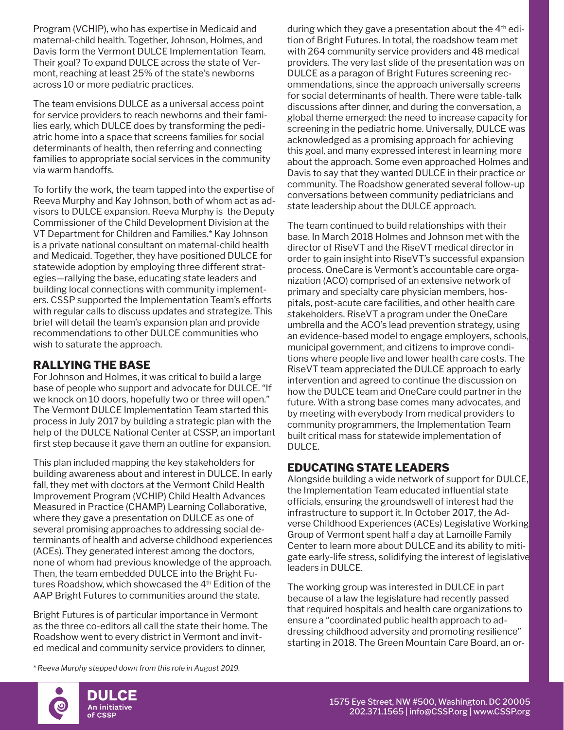Program (VCHIP), who has expertise in Medicaid and maternal-child health. Together, Johnson, Holmes, and Davis form the Vermont DULCE Implementation Team. Their goal? To expand DULCE across the state of Vermont, reaching at least 25% of the state's newborns across 10 or more pediatric practices.

The team envisions DULCE as a universal access point for service providers to reach newborns and their families early, which DULCE does by transforming the pediatric home into a space that screens families for social determinants of health, then referring and connecting families to appropriate social services in the community via warm handoffs.

To fortify the work, the team tapped into the expertise of Reeva Murphy and Kay Johnson, both of whom act as advisors to DULCE expansion. Reeva Murphy is the Deputy Commissioner of the Child Development Division at the VT Department for Children and Families.* Kay Johnson is a private national consultant on maternal-child health and Medicaid. Together, they have positioned DULCE for statewide adoption by employing three different strategies—rallying the base, educating state leaders and building local connections with community implementers. CSSP supported the Implementation Team's efforts with regular calls to discuss updates and strategize. This brief will detail the team's expansion plan and provide recommendations to other DULCE communities who wish to saturate the approach.

## RALLYING THE BASE

For Johnson and Holmes, it was critical to build a large base of people who support and advocate for DULCE. "If we knock on 10 doors, hopefully two or three will open." The Vermont DULCE Implementation Team started this process in July 2017 by building a strategic plan with the help of the DULCE National Center at CSSP, an important first step because it gave them an outline for expansion.

This plan included mapping the key stakeholders for building awareness about and interest in DULCE. In early fall, they met with doctors at the Vermont Child Health Improvement Program (VCHIP) Child Health Advances Measured in Practice (CHAMP) Learning Collaborative, where they gave a presentation on DULCE as one of several promising approaches to addressing social determinants of health and adverse childhood experiences (ACEs). They generated interest among the doctors, none of whom had previous knowledge of the approach. Then, the team embedded DULCE into the Bright Futures Roadshow, which showcased the 4th Edition of the AAP Bright Futures to communities around the state.

Bright Futures is of particular importance in Vermont as the three co-editors all call the state their home. The Roadshow went to every district in Vermont and invited medical and community service providers to dinner, during which they gave a presentation about the 4th edition of Bright Futures. In total, the roadshow team met with 264 community service providers and 48 medical providers. The very last slide of the presentation was on DULCE as a paragon of Bright Futures screening recommendations, since the approach universally screens for social determinants of health. There were table-talk discussions after dinner, and during the conversation, a global theme emerged: the need to increase capacity for screening in the pediatric home. Universally, DULCE was acknowledged as a promising approach for achieving this goal, and many expressed interest in learning more about the approach. Some even approached Holmes and Davis to say that they wanted DULCE in their practice or community. The Roadshow generated several follow-up conversations between community pediatricians and state leadership about the DULCE approach.

The team continued to build relationships with their base. In March 2018 Holmes and Johnson met with the director of RiseVT and the RiseVT medical director in order to gain insight into RiseVT's successful expansion process. OneCare is Vermont's accountable care organization (ACO) comprised of an extensive network of primary and specialty care physician members, hospitals, post-acute care facilities, and other health care stakeholders. RiseVT a program under the OneCare umbrella and the ACO's lead prevention strategy, using an evidence-based model to engage employers, schools, municipal government, and citizens to improve conditions where people live and lower health care costs. The RiseVT team appreciated the DULCE approach to early intervention and agreed to continue the discussion on how the DULCE team and OneCare could partner in the future. With a strong base comes many advocates, and by meeting with everybody from medical providers to community programmers, the Implementation Team built critical mass for statewide implementation of DULCE.

## EDUCATING STATE LEADERS

Alongside building a wide network of support for DULCE, the Implementation Team educated influential state officials, ensuring the groundswell of interest had the infrastructure to support it. In October 2017, the Adverse Childhood Experiences (ACEs) Legislative Working Group of Vermont spent half a day at Lamoille Family Center to learn more about DULCE and its ability to mitigate early-life stress, solidifying the interest of legislative leaders in DULCE.

The working group was interested in DULCE in part because of a law the legislature had recently passed that required hospitals and health care organizations to ensure a "coordinated public health approach to addressing childhood adversity and promoting resilience" starting in 2018. The Green Mountain Care Board, an or-

*\* Reeva Murphy stepped down from this role in August 2019.*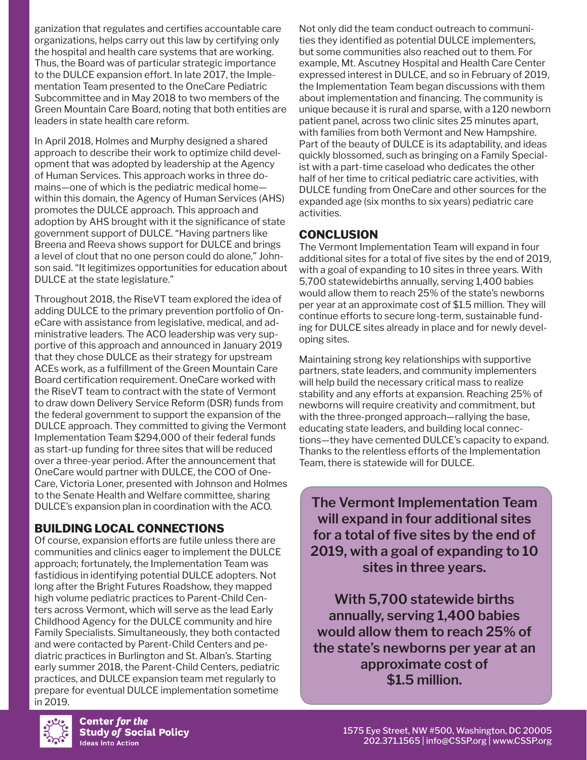ganization that regulates and certifies accountable care organizations, helps carry out this law by certifying only the hospital and health care systems that are working. Thus, the Board was of particular strategic importance to the DULCE expansion effort. In late 2017, the Implementation Team presented to the OneCare Pediatric Subcommittee and in May 2018 to two members of the Green Mountain Care Board, noting that both entities are leaders in state health care reform.

In April 2018, Holmes and Murphy designed a shared approach to describe their work to optimize child development that was adopted by leadership at the Agency of Human Services. This approach works in three domains—one of which is the pediatric medical home—within this domain, the Agency of Human Services (AHS) promotes the DULCE approach. This approach and adoption by AHS brought with it the significance of state government support of DULCE. "Having partners like Breena and Reeva shows support for DULCE and brings a level of clout that no one person could do alone," Johnson said. "It legitimizes opportunities for education about DULCE at the state legislature."

Throughout 2018, the RiseVT team explored the idea of adding DULCE to the primary prevention portfolio of OneCare with assistance from legislative, medical, and administrative leaders. The ACO leadership was very supportive of this approach and announced in January 2019 that they chose DULCE as their strategy for upstream ACEs work, as a fulfillment of the Green Mountain Care Board certification requirement. OneCare worked with the RiseVT team to contract with the state of Vermont to draw down Delivery Service Reform (DSR) funds from the federal government to support the expansion of the DULCE approach. They committed to giving the Vermont Implementation Team $294,000 of their federal funds as start-up funding for three sites that will be reduced over a three-year period. After the announcement that OneCare would partner with DULCE, the COO of OneCare, Victoria Loner, presented with Johnson and Holmes to the Senate Health and Welfare committee, sharing DULCE's expansion plan in coordination with the ACO.

## BUILDING LOCAL CONNECTIONS

Of course, expansion efforts are futile unless there are communities and clinics eager to implement the DULCE approach; fortunately, the Implementation Team was fastidious in identifying potential DULCE adopters. Not long after the Bright Futures Roadshow, they mapped high volume pediatric practices to Parent-Child Centers across Vermont, which will serve as the lead Early Childhood Agency for the DULCE community and hire Family Specialists. Simultaneously, they both contacted and were contacted by Parent-Child Centers and pediatric practices in Burlington and St. Alban's. Starting early summer 2018, the Parent-Child Centers, pediatric practices, and DULCE expansion team met regularly to prepare for eventual DULCE implementation sometime in 2019.

Not only did the team conduct outreach to communities they identified as potential DULCE implementers, but some communities also reached out to them. For example, Mt. Ascutney Hospital and Health Care Center expressed interest in DULCE, and so in February of 2019, the Implementation Team began discussions with them about implementation and financing. The community is unique because it is rural and sparse, with a 120 newborn patient panel, across two clinic sites 25 minutes apart, with families from both Vermont and New Hampshire. Part of the beauty of DULCE is its adaptability, and ideas quickly blossomed, such as bringing on a Family Specialist with a part-time caseload who dedicates the other half of her time to critical pediatric care activities, with DULCE funding from OneCare and other sources for the expanded age (six months to six years) pediatric care activities.

## CONCLUSION

The Vermont Implementation Team will expand in four additional sites for a total of five sites by the end of 2019, with a goal of expanding to 10 sites in three years. With 5,700 statewidebirths annually, serving 1,400 babies would allow them to reach 25% of the state's newborns per year at an approximate cost of $1.5 million. They will continue efforts to secure long-term, sustainable funding for DULCE sites already in place and for newly developing sites.

Maintaining strong key relationships with supportive partners, state leaders, and community implementers will help build the necessary critical mass to realize stability and any efforts at expansion. Reaching 25% of newborns will require creativity and commitment, but with the three-pronged approach—rallying the base, educating state leaders, and building local connections—they have cemented DULCE's capacity to expand. Thanks to the relentless efforts of the Implementation Team, there is statewide will for DULCE.

**The Vermont Implementation Team will expand in four additional sites for a total of five sites by the end of 2019, with a goal of expanding to 10 sites in three years.**

**With 5,700 statewide births annually, serving 1,400 babies would allow them to reach 25% of the state's newborns per year at an approximate cost of $1.5 million.**

**Center *for the* Study *of* Social Policy**
Ideas into Action

1575 Eye Street, NW #500, Washington, DC 20005
202.371.1565 | info@CSSP.org | www.CSSP.org